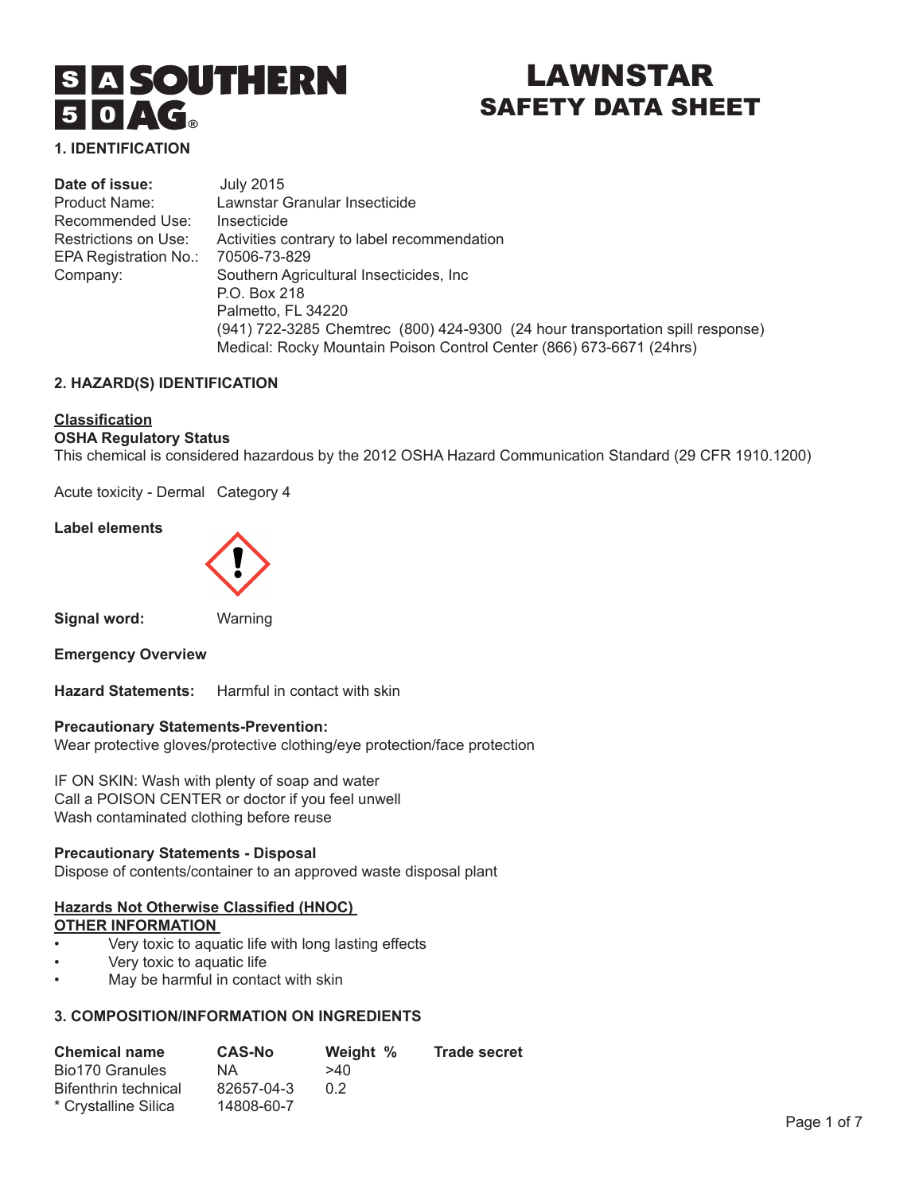# LAWNSTAR
## SAFETY DATA SHEET

SOUTHERN AG®

## 1. IDENTIFICATION

| | |
|---|---|
| **Date of issue:** | July 2015 |
| Product Name: | Lawnstar Granular Insecticide |
| Recommended Use: | Insecticide |
| Restrictions on Use: | Activities contrary to label recommendation |
| EPA Registration No.: | 70506-73-829 |
| Company: | Southern Agricultural Insecticides, Inc |
| | P.O. Box 218 |
| | Palmetto, FL 34220 |
| | (941) 722-3285 Chemtrec (800) 424-9300 (24 hour transportation spill response) |
| | Medical: Rocky Mountain Poison Control Center (866) 673-6671 (24hrs) |

## 2. HAZARD(S) IDENTIFICATION

**Classification**

**OSHA Regulatory Status**

This chemical is considered hazardous by the 2012 OSHA Hazard Communication Standard (29 CFR 1910.1200)

Acute toxicity - Dermal Category 4

**Label elements**

**Signal word:** Warning

**Emergency Overview**

**Hazard Statements:** Harmful in contact with skin

**Precautionary Statements-Prevention:**

Wear protective gloves/protective clothing/eye protection/face protection

IF ON SKIN: Wash with plenty of soap and water
Call a POISON CENTER or doctor if you feel unwell
Wash contaminated clothing before reuse

**Precautionary Statements - Disposal**

Dispose of contents/container to an approved waste disposal plant

**Hazards Not Otherwise Classified (HNOC)**

**OTHER INFORMATION**

- Very toxic to aquatic life with long lasting effects
- Very toxic to aquatic life
- May be harmful in contact with skin

## 3. COMPOSITION/INFORMATION ON INGREDIENTS

| Chemical name | CAS-No | Weight % | Trade secret |
|---|---|---|---|
| Bio170 Granules | NA | >40 | |
| Bifenthrin technical | 82657-04-3 | 0.2 | |
| * Crystalline Silica | 14808-60-7 | | |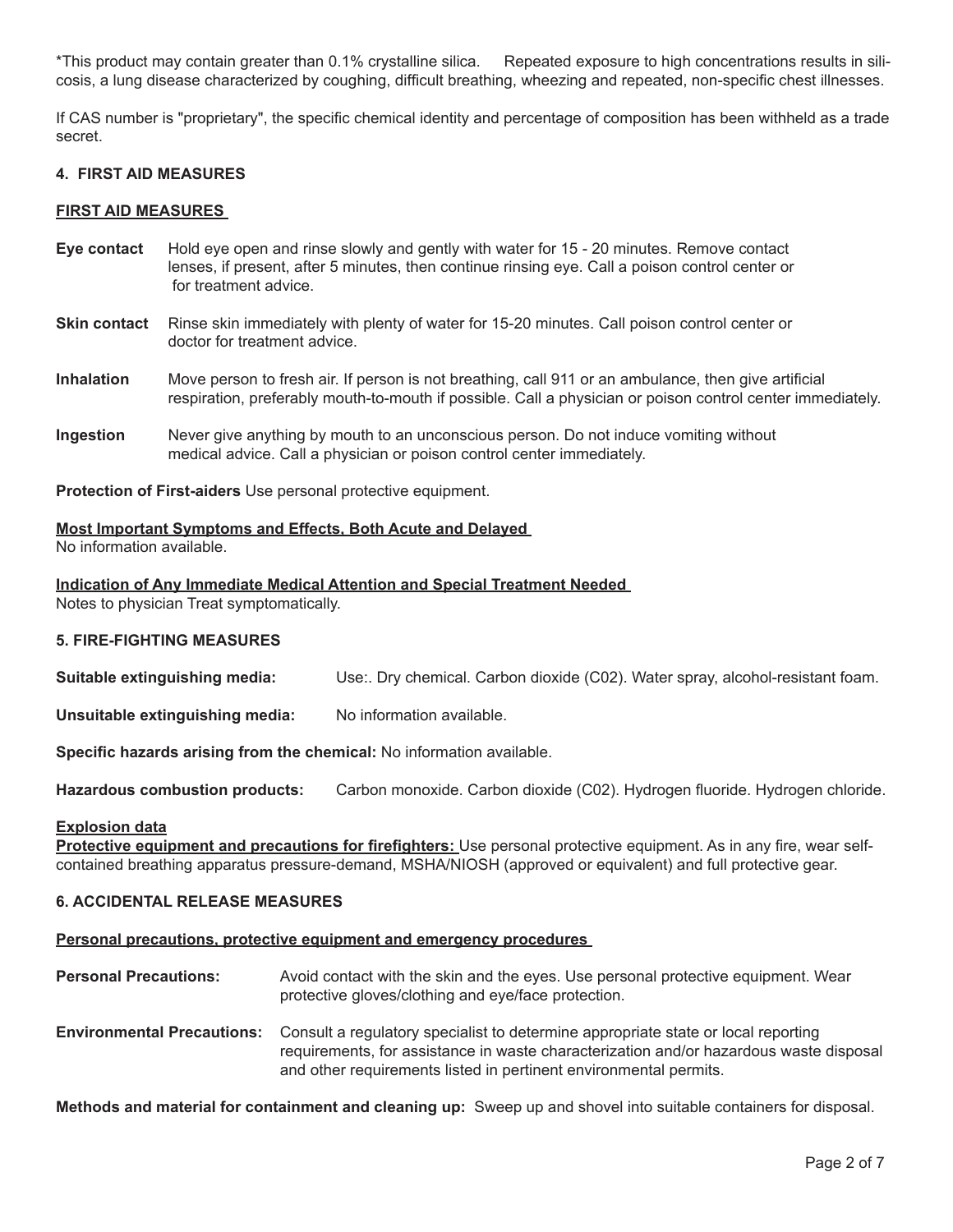*This product may contain greater than 0.1% crystalline silica. Repeated exposure to high concentrations results in silicosis, a lung disease characterized by coughing, difficult breathing, wheezing and repeated, non-specific chest illnesses.

If CAS number is "proprietary", the specific chemical identity and percentage of composition has been withheld as a trade secret.

## 4. FIRST AID MEASURES

### FIRST AID MEASURES

**Eye contact** Hold eye open and rinse slowly and gently with water for 15 - 20 minutes. Remove contact lenses, if present, after 5 minutes, then continue rinsing eye. Call a poison control center or for treatment advice.

**Skin contact** Rinse skin immediately with plenty of water for 15-20 minutes. Call poison control center or doctor for treatment advice.

**Inhalation** Move person to fresh air. If person is not breathing, call 911 or an ambulance, then give artificial respiration, preferably mouth-to-mouth if possible. Call a physician or poison control center immediately.

**Ingestion** Never give anything by mouth to an unconscious person. Do not induce vomiting without medical advice. Call a physician or poison control center immediately.

**Protection of First-aiders** Use personal protective equipment.

### Most Important Symptoms and Effects, Both Acute and Delayed

No information available.

### Indication of Any Immediate Medical Attention and Special Treatment Needed

Notes to physician Treat symptomatically.

## 5. FIRE-FIGHTING MEASURES

**Suitable extinguishing media:** Use:. Dry chemical. Carbon dioxide (C02). Water spray, alcohol-resistant foam.

**Unsuitable extinguishing media:** No information available.

**Specific hazards arising from the chemical:** No information available.

**Hazardous combustion products:** Carbon monoxide. Carbon dioxide (C02). Hydrogen fluoride. Hydrogen chloride.

**Explosion data**

**Protective equipment and precautions for firefighters:** Use personal protective equipment. As in any fire, wear self-contained breathing apparatus pressure-demand, MSHA/NIOSH (approved or equivalent) and full protective gear.

## 6. ACCIDENTAL RELEASE MEASURES

### Personal precautions, protective equipment and emergency procedures

**Personal Precautions:** Avoid contact with the skin and the eyes. Use personal protective equipment. Wear protective gloves/clothing and eye/face protection.

**Environmental Precautions:** Consult a regulatory specialist to determine appropriate state or local reporting requirements, for assistance in waste characterization and/or hazardous waste disposal and other requirements listed in pertinent environmental permits.

**Methods and material for containment and cleaning up:** Sweep up and shovel into suitable containers for disposal.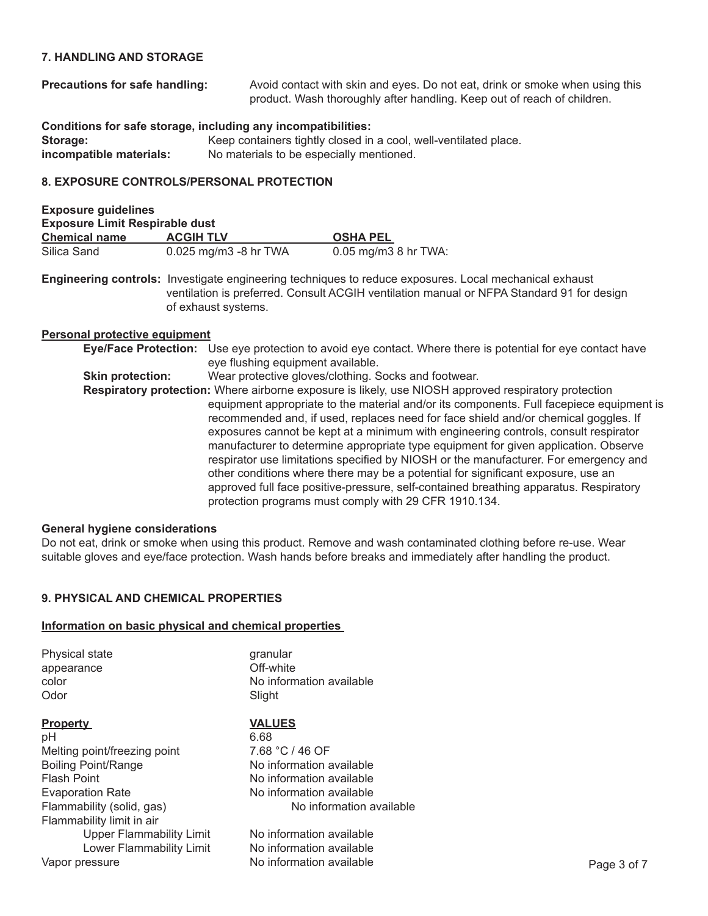## 7. HANDLING AND STORAGE

**Precautions for safe handling:** Avoid contact with skin and eyes. Do not eat, drink or smoke when using this product. Wash thoroughly after handling. Keep out of reach of children.

**Conditions for safe storage, including any incompatibilities:**

**Storage:** Keep containers tightly closed in a cool, well-ventilated place.

**incompatible materials:** No materials to be especially mentioned.

## 8. EXPOSURE CONTROLS/PERSONAL PROTECTION

**Exposure guidelines**

**Exposure Limit Respirable dust**

| Chemical name | ACGIH TLV | OSHA PEL |
| --- | --- | --- |
| Silica Sand | 0.025 mg/m3 -8 hr TWA | 0.05 mg/m3 8 hr TWA: |

**Engineering controls:** Investigate engineering techniques to reduce exposures. Local mechanical exhaust ventilation is preferred. Consult ACGIH ventilation manual or NFPA Standard 91 for design of exhaust systems.

**Personal protective equipment**

**Eye/Face Protection:** Use eye protection to avoid eye contact. Where there is potential for eye contact have eye flushing equipment available.

**Skin protection:** Wear protective gloves/clothing. Socks and footwear.

**Respiratory protection:** Where airborne exposure is likely, use NIOSH approved respiratory protection equipment appropriate to the material and/or its components. Full facepiece equipment is recommended and, if used, replaces need for face shield and/or chemical goggles. If exposures cannot be kept at a minimum with engineering controls, consult respirator manufacturer to determine appropriate type equipment for given application. Observe respirator use limitations specified by NIOSH or the manufacturer. For emergency and other conditions where there may be a potential for significant exposure, use an approved full face positive-pressure, self-contained breathing apparatus. Respiratory protection programs must comply with 29 CFR 1910.134.

**General hygiene considerations**

Do not eat, drink or smoke when using this product. Remove and wash contaminated clothing before re-use. Wear suitable gloves and eye/face protection. Wash hands before breaks and immediately after handling the product.

## 9. PHYSICAL AND CHEMICAL PROPERTIES

**Information on basic physical and chemical properties**

| | |
| --- | --- |
| Physical state | granular |
| appearance | Off-white |
| color | No information available |
| Odor | Slight |

| Property | VALUES |
| --- | --- |
| pH | 6.68 |
| Melting point/freezing point | 7.68 °C / 46 OF |
| Boiling Point/Range | No information available |
| Flash Point | No information available |
| Evaporation Rate | No information available |
| Flammability (solid, gas) | No information available |
| Flammability limit in air | |
| Upper Flammability Limit | No information available |
| Lower Flammability Limit | No information available |
| Vapor pressure | No information available |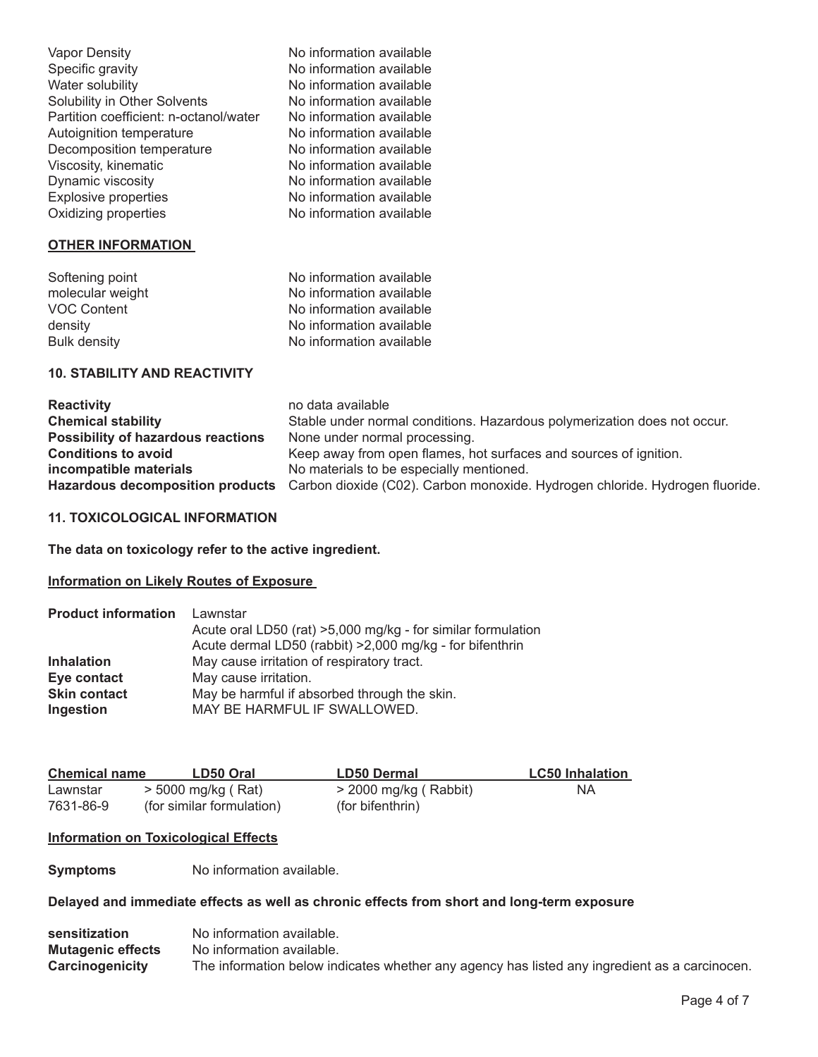| | |
|---|---|
| Vapor Density | No information available |
| Specific gravity | No information available |
| Water solubility | No information available |
| Solubility in Other Solvents | No information available |
| Partition coefficient: n-octanol/water | No information available |
| Autoignition temperature | No information available |
| Decomposition temperature | No information available |
| Viscosity, kinematic | No information available |
| Dynamic viscosity | No information available |
| Explosive properties | No information available |
| Oxidizing properties | No information available |

**OTHER INFORMATION**

| | |
|---|---|
| Softening point | No information available |
| molecular weight | No information available |
| VOC Content | No information available |
| density | No information available |
| Bulk density | No information available |

## 10. STABILITY AND REACTIVITY

| | |
|---|---|
| **Reactivity** | no data available |
| **Chemical stability** | Stable under normal conditions. Hazardous polymerization does not occur. |
| **Possibility of hazardous reactions** | None under normal processing. |
| **Conditions to avoid** | Keep away from open flames, hot surfaces and sources of ignition. |
| **incompatible materials** | No materials to be especially mentioned. |
| **Hazardous decomposition products** | Carbon dioxide (C02). Carbon monoxide. Hydrogen chloride. Hydrogen fluoride. |

## 11. TOXICOLOGICAL INFORMATION

**The data on toxicology refer to the active ingredient.**

**Information on Likely Routes of Exposure**

| | |
|---|---|
| **Product information** | Lawnstar<br>Acute oral LD50 (rat) >5,000 mg/kg - for similar formulation<br>Acute dermal LD50 (rabbit) >2,000 mg/kg - for bifenthrin |
| **Inhalation** | May cause irritation of respiratory tract. |
| **Eye contact** | May cause irritation. |
| **Skin contact** | May be harmful if absorbed through the skin. |
| **Ingestion** | MAY BE HARMFUL IF SWALLOWED. |

| Chemical name | LD50 Oral | LD50 Dermal | LC50 Inhalation |
|---|---|---|---|
| Lawnstar<br>7631-86-9 | > 5000 mg/kg ( Rat)<br>(for similar formulation) | > 2000 mg/kg ( Rabbit)<br>(for bifenthrin) | NA |

**Information on Toxicological Effects**

**Symptoms** No information available.

**Delayed and immediate effects as well as chronic effects from short and long-term exposure**

| | |
|---|---|
| **sensitization** | No information available. |
| **Mutagenic effects** | No information available. |
| **Carcinogenicity** | The information below indicates whether any agency has listed any ingredient as a carcinocen. |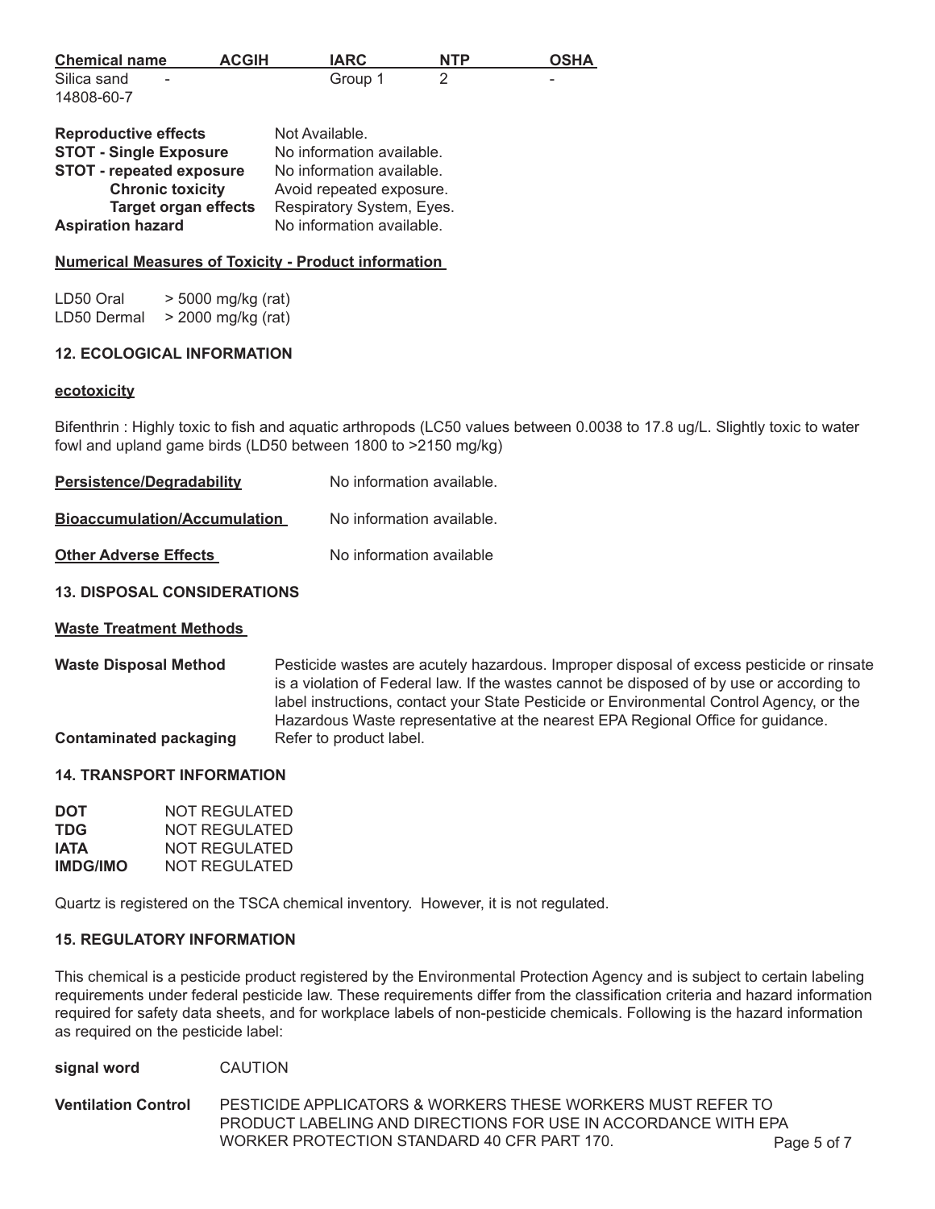| Chemical name | ACGIH | IARC | NTP | OSHA |
|---|---|---|---|---|
| Silica sand 14808-60-7 | - | Group 1 | 2 | - |

**Reproductive effects** Not Available.
**STOT - Single Exposure** No information available.
**STOT - repeated exposure** No information available.
**Chronic toxicity** Avoid repeated exposure.
**Target organ effects** Respiratory System, Eyes.
**Aspiration hazard** No information available.

**Numerical Measures of Toxicity - Product information**

LD50 Oral > 5000 mg/kg (rat)
LD50 Dermal > 2000 mg/kg (rat)

## 12. ECOLOGICAL INFORMATION

**ecotoxicity**

Bifenthrin : Highly toxic to fish and aquatic arthropods (LC50 values between 0.0038 to 17.8 ug/L. Slightly toxic to water fowl and upland game birds (LD50 between 1800 to >2150 mg/kg)

**Persistence/Degradability** No information available.

**Bioaccumulation/Accumulation** No information available.

**Other Adverse Effects** No information available

## 13. DISPOSAL CONSIDERATIONS

**Waste Treatment Methods**

**Waste Disposal Method** Pesticide wastes are acutely hazardous. Improper disposal of excess pesticide or rinsate is a violation of Federal law. If the wastes cannot be disposed of by use or according to label instructions, contact your State Pesticide or Environmental Control Agency, or the Hazardous Waste representative at the nearest EPA Regional Office for guidance.

**Contaminated packaging** Refer to product label.

## 14. TRANSPORT INFORMATION

**DOT** NOT REGULATED
**TDG** NOT REGULATED
**IATA** NOT REGULATED
**IMDG/IMO** NOT REGULATED

Quartz is registered on the TSCA chemical inventory. However, it is not regulated.

## 15. REGULATORY INFORMATION

This chemical is a pesticide product registered by the Environmental Protection Agency and is subject to certain labeling requirements under federal pesticide law. These requirements differ from the classification criteria and hazard information required for safety data sheets, and for workplace labels of non-pesticide chemicals. Following is the hazard information as required on the pesticide label:

**signal word** CAUTION

**Ventilation Control** PESTICIDE APPLICATORS & WORKERS THESE WORKERS MUST REFER TO PRODUCT LABELING AND DIRECTIONS FOR USE IN ACCORDANCE WITH EPA WORKER PROTECTION STANDARD 40 CFR PART 170.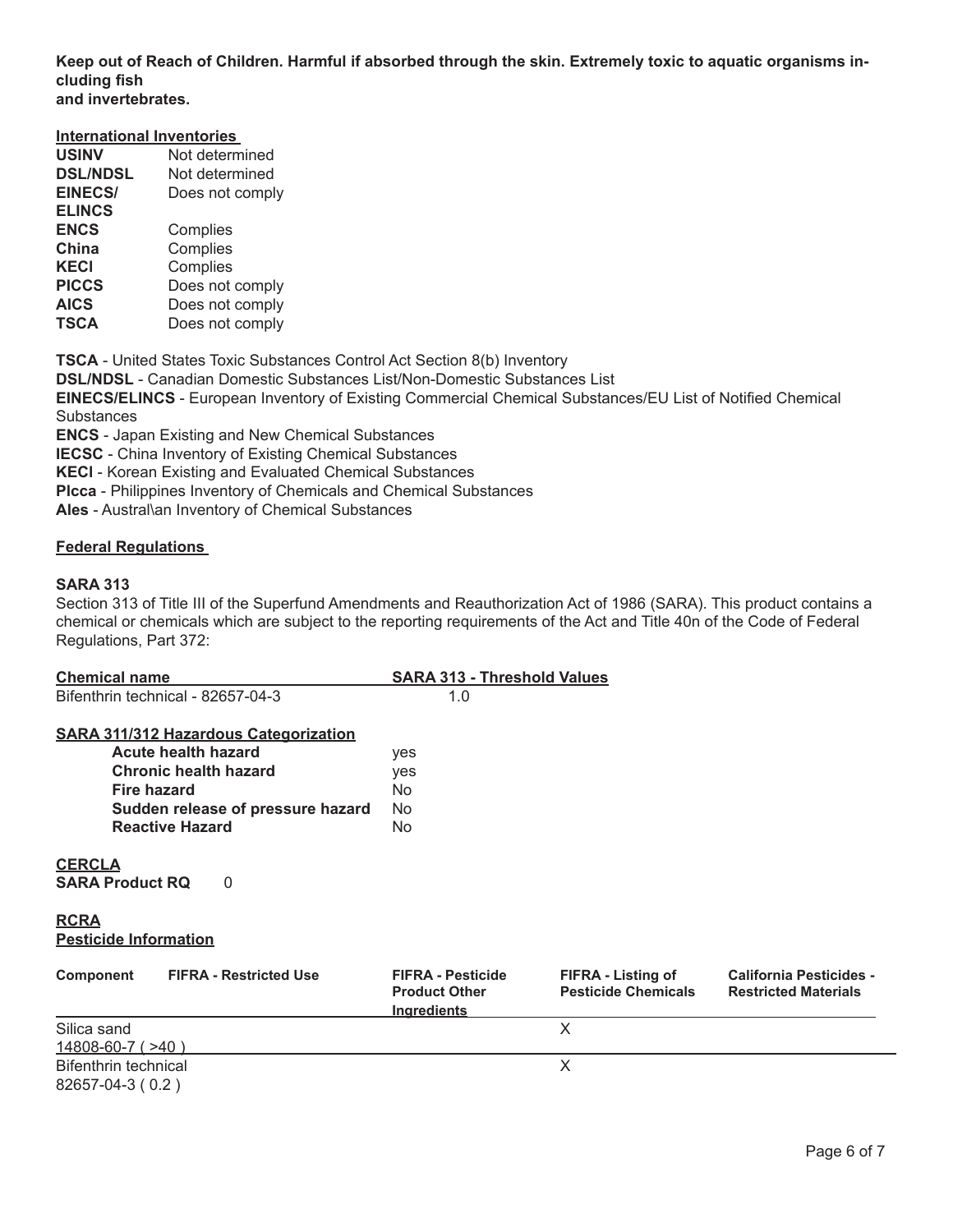**Keep out of Reach of Children. Harmful if absorbed through the skin. Extremely toxic to aquatic organisms including fish and invertebrates.**

**International Inventories**

| | |
|---|---|
| **USINV** | Not determined |
| **DSL/NDSL** | Not determined |
| **EINECS/ ELINCS** | Does not comply |
| **ENCS** | Complies |
| **China** | Complies |
| **KECI** | Complies |
| **PICCS** | Does not comply |
| **AICS** | Does not comply |
| **TSCA** | Does not comply |

**TSCA** - United States Toxic Substances Control Act Section 8(b) Inventory
**DSL/NDSL** - Canadian Domestic Substances List/Non-Domestic Substances List
**EINECS/ELINCS** - European Inventory of Existing Commercial Chemical Substances/EU List of Notified Chemical Substances
**ENCS** - Japan Existing and New Chemical Substances
**IECSC** - China Inventory of Existing Chemical Substances
**KECI** - Korean Existing and Evaluated Chemical Substances
**PIcca** - Philippines Inventory of Chemicals and Chemical Substances
**AIes** - Austral\an Inventory of Chemical Substances

**Federal Regulations**

**SARA 313**

Section 313 of Title III of the Superfund Amendments and Reauthorization Act of 1986 (SARA). This product contains a chemical or chemicals which are subject to the reporting requirements of the Act and Title 40n of the Code of Federal Regulations, Part 372:

| Chemical name | SARA 313 - Threshold Values |
|---|---|
| Bifenthrin technical - 82657-04-3 | 1.0 |

**SARA 311/312 Hazardous Categorization**

| | |
|---|---|
| **Acute health hazard** | yes |
| **Chronic health hazard** | yes |
| **Fire hazard** | No |
| **Sudden release of pressure hazard** | No |
| **Reactive Hazard** | No |

**CERCLA**

**SARA Product RQ** 0

**RCRA**

**Pesticide Information**

| Component | FIFRA - Restricted Use | FIFRA - Pesticide Product Other Ingredients | FIFRA - Listing of Pesticide Chemicals | California Pesticides - Restricted Materials |
|---|---|---|---|---|
| Silica sand 14808-60-7 ( >40 ) | | | X | |
| Bifenthrin technical 82657-04-3 ( 0.2 ) | | | X | |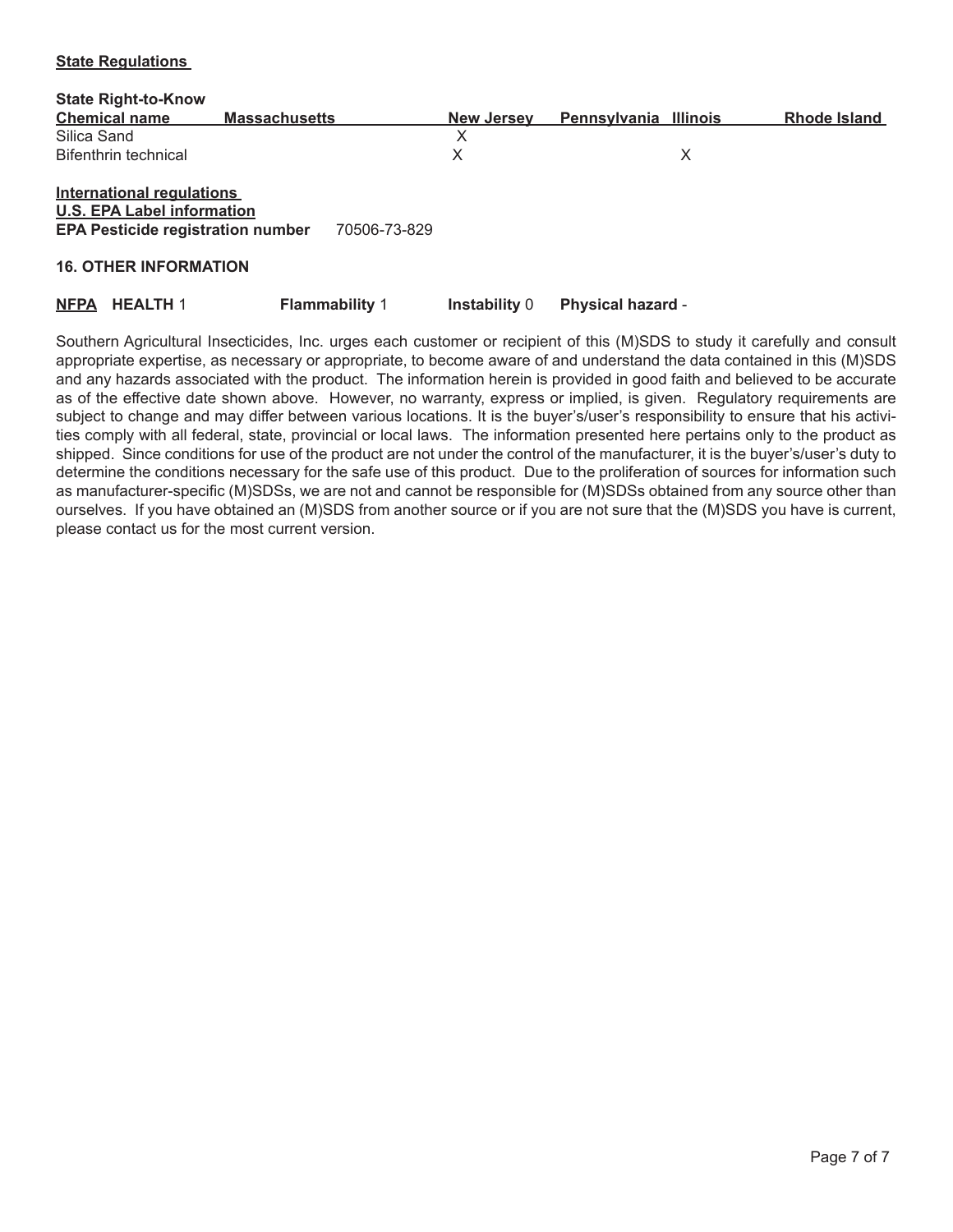**State Regulations**

**State Right-to-Know**

| Chemical name | Massachusetts | New Jersey | Pennsylvania | Illinois | Rhode Island |
|---|---|---|---|---|---|
| Silica Sand | | X | | | |
| Bifenthrin technical | | X | | X | |

**International regulations**

**U.S. EPA Label information**

**EPA Pesticide registration number** 70506-73-829

## 16. OTHER INFORMATION

**NFPA** **HEALTH** 1 **Flammability** 1 **Instability** 0 **Physical hazard** -

Southern Agricultural Insecticides, Inc. urges each customer or recipient of this (M)SDS to study it carefully and consult appropriate expertise, as necessary or appropriate, to become aware of and understand the data contained in this (M)SDS and any hazards associated with the product. The information herein is provided in good faith and believed to be accurate as of the effective date shown above. However, no warranty, express or implied, is given. Regulatory requirements are subject to change and may differ between various locations. It is the buyer's/user's responsibility to ensure that his activities comply with all federal, state, provincial or local laws. The information presented here pertains only to the product as shipped. Since conditions for use of the product are not under the control of the manufacturer, it is the buyer's/user's duty to determine the conditions necessary for the safe use of this product. Due to the proliferation of sources for information such as manufacturer-specific (M)SDSs, we are not and cannot be responsible for (M)SDSs obtained from any source other than ourselves. If you have obtained an (M)SDS from another source or if you are not sure that the (M)SDS you have is current, please contact us for the most current version.